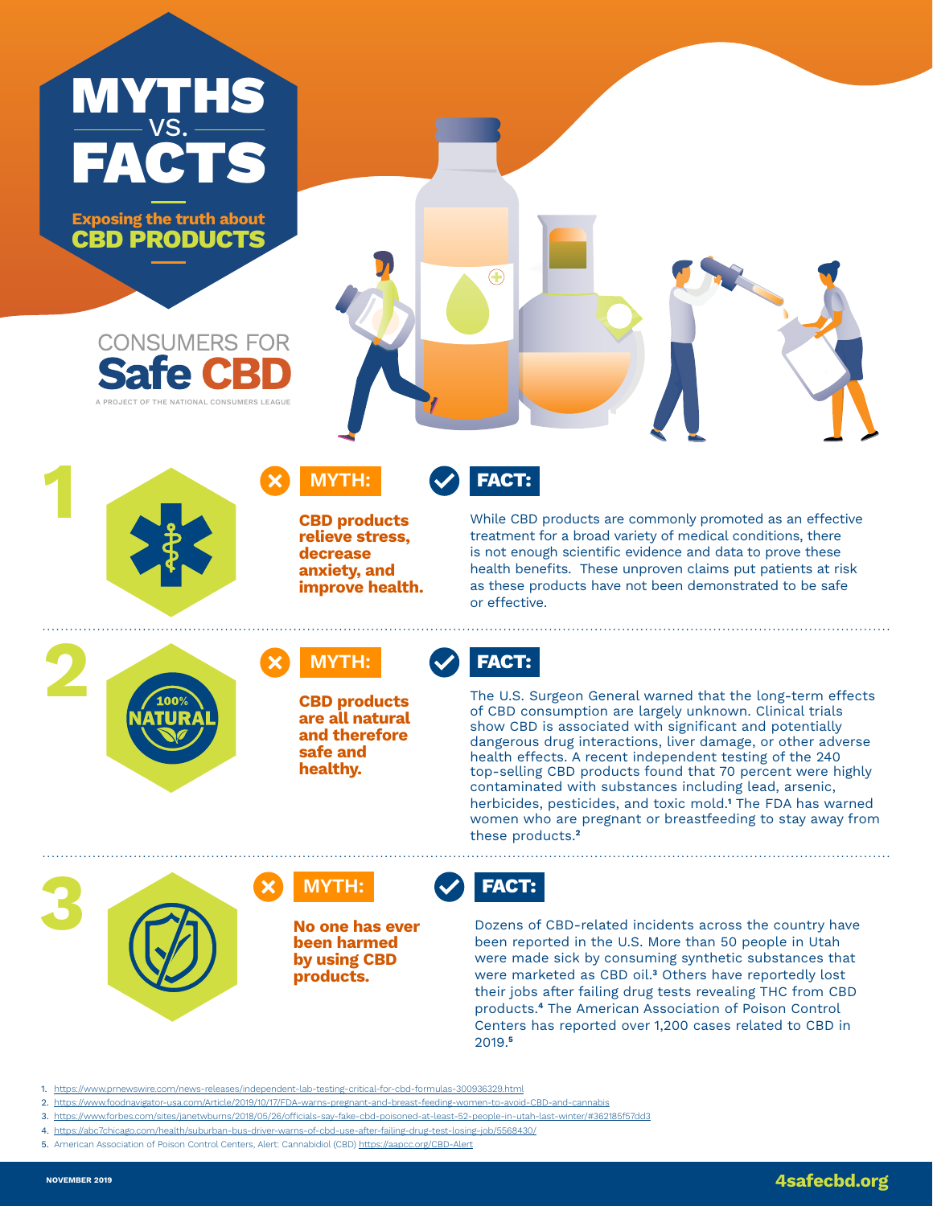# MYTHS VS. FACTS

## Exposing the truth about CBD PRODUCTS

CONSUMERS FOR **Safe CBD**

A PROJECT OF THE NATIONAL CONSUMERS LEAGUE

## 1

**MYTH:**

**CBD products relieve stress, decrease anxiety, and improve health.**

**FACT:**

While CBD products are commonly promoted as an effective treatment for a broad variety of medical conditions, there is not enough scientific evidence and data to prove these health benefits. These unproven claims put patients at risk as these products have not been demonstrated to be safe or effective.

## 2

**MYTH:**

**CBD products are all natural and therefore safe and healthy.**

**FACT:**

The U.S. Surgeon General warned that the long-term effects of CBD consumption are largely unknown. Clinical trials show CBD is associated with significant and potentially dangerous drug interactions, liver damage, or other adverse health effects. A recent independent testing of the 240 top-selling CBD products found that 70 percent were highly contaminated with substances including lead, arsenic, herbicides, pesticides, and toxic mold.[1] The FDA has warned women who are pregnant or breastfeeding to stay away from these products.[2]

## 3

**MYTH:**

**No one has ever been harmed by using CBD products.**

**FACT:**

Dozens of CBD-related incidents across the country have been reported in the U.S. More than 50 people in Utah were made sick by consuming synthetic substances that were marketed as CBD oil.[3] Others have reportedly lost their jobs after failing drug tests revealing THC from CBD products.[4] The American Association of Poison Control Centers has reported over 1,200 cases related to CBD in 2019.[5]

1. https://www.prnewswire.com/news-releases/independent-lab-testing-critical-for-cbd-formulas-300936329.html
2. https://www.foodnavigator-usa.com/Article/2019/10/17/FDA-warns-pregnant-and-breast-feeding-women-to-avoid-CBD-and-cannabis
3. https://www.forbes.com/sites/janetwburns/2018/05/26/officials-say-fake-cbd-poisoned-at-least-52-people-in-utah-last-winter/#362185f57dd3
4. https://abc7chicago.com/health/suburban-bus-driver-warns-of-cbd-use-after-failing-drug-test-losing-job/5568430/
5. American Association of Poison Control Centers, Alert: Cannabidiol (CBD) https://aapcc.org/CBD-Alert

NOVEMBER 2019

4safecbd.org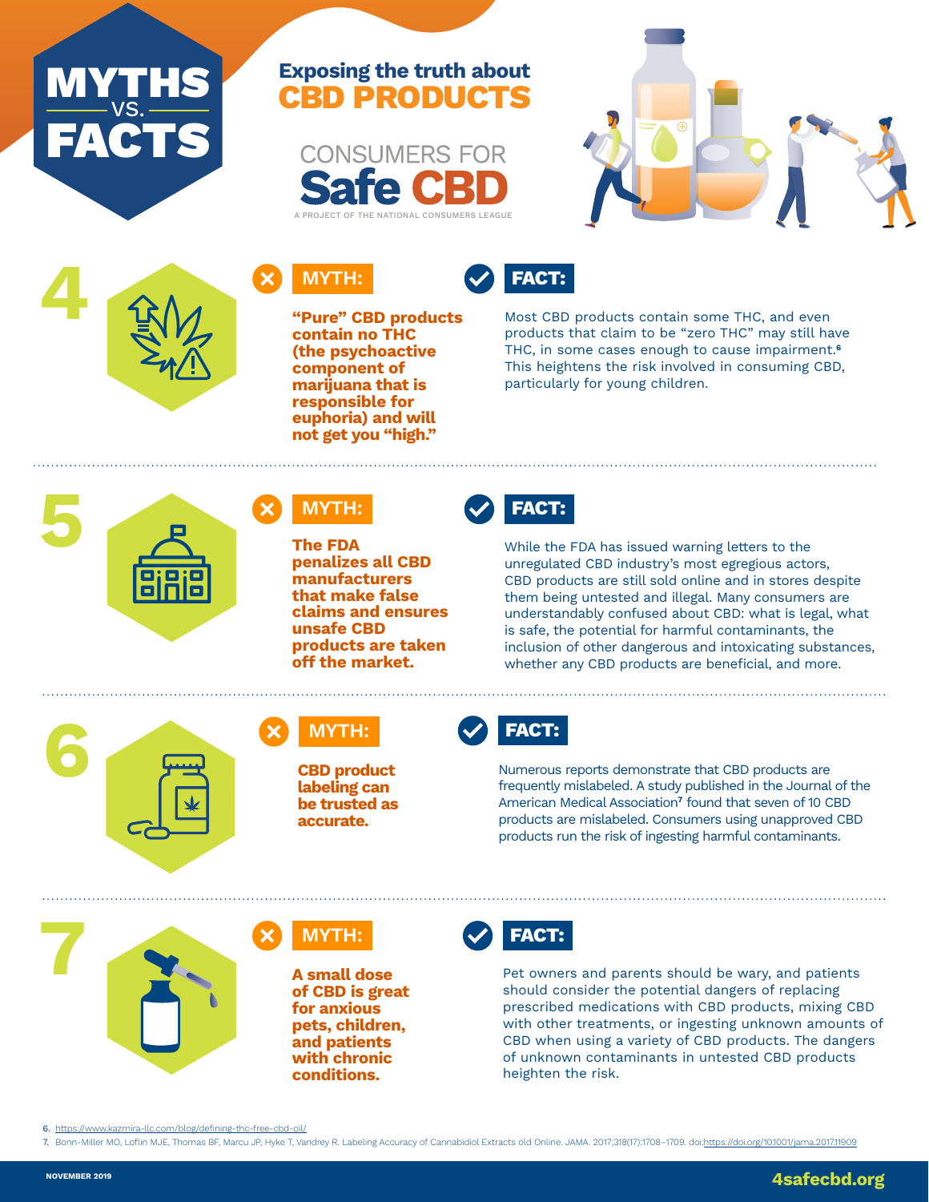# MYTHS VS. FACTS

## Exposing the truth about CBD PRODUCTS

CONSUMERS FOR **Safe CBD**

A PROJECT OF THE NATIONAL CONSUMERS LEAGUE

---

## 4

**MYTH:**

**"Pure" CBD products contain no THC (the psychoactive component of marijuana that is responsible for euphoria) and will not get you "high."**

**FACT:**

Most CBD products contain some THC, and even products that claim to be "zero THC" may still have THC, in some cases enough to cause impairment.[6] This heightens the risk involved in consuming CBD, particularly for young children.

---

## 5

**MYTH:**

**The FDA penalizes all CBD manufacturers that make false claims and ensures unsafe CBD products are taken off the market.**

**FACT:**

While the FDA has issued warning letters to the unregulated CBD industry's most egregious actors, CBD products are still sold online and in stores despite them being untested and illegal. Many consumers are understandably confused about CBD: what is legal, what is safe, the potential for harmful contaminants, the inclusion of other dangerous and intoxicating substances, whether any CBD products are beneficial, and more.

---

## 6

**MYTH:**

**CBD product labeling can be trusted as accurate.**

**FACT:**

Numerous reports demonstrate that CBD products are frequently mislabeled. A study published in the Journal of the American Medical Association[7] found that seven of 10 CBD products are mislabeled. Consumers using unapproved CBD products run the risk of ingesting harmful contaminants.

---

## 7

**MYTH:**

**A small dose of CBD is great for anxious pets, children, and patients with chronic conditions.**

**FACT:**

Pet owners and parents should be wary, and patients should consider the potential dangers of replacing prescribed medications with CBD products, mixing CBD with other treatments, or ingesting unknown amounts of CBD when using a variety of CBD products. The dangers of unknown contaminants in untested CBD products heighten the risk.

---

6. https://www.kazmira-llc.com/blog/defining-thc-free-cbd-oil/
7. Bonn-Miller MO, Loflin MJE, Thomas BF, Marcu JP, Hyke T, Vandrey R. Labeling Accuracy of Cannabidiol Extracts old Online. JAMA. 2017;318(17):1708–1709. doi:https://doi.org/10.1001/jama.2017.11909

NOVEMBER 2019

4safecbd.org